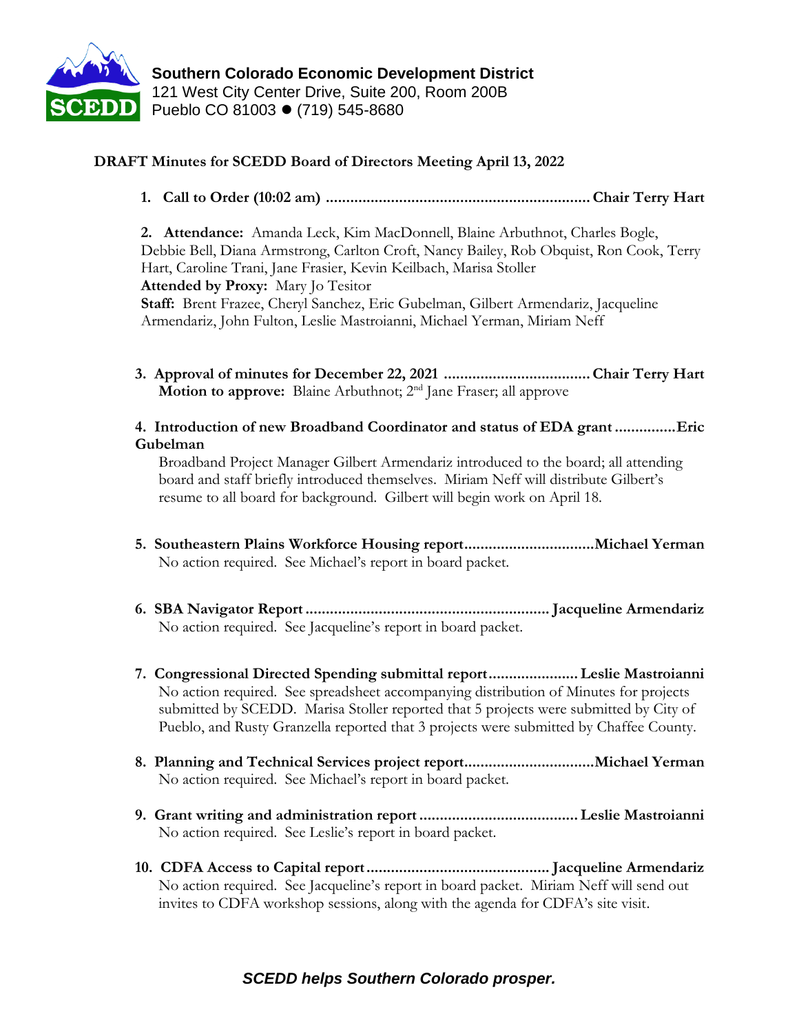**Southern Colorado Economic Development District**
121 West City Center Drive, Suite 200, Room 200B
Pueblo CO 81003 ● (719) 545-8680

## DRAFT Minutes for SCEDD Board of Directors Meeting April 13, 2022

1. **Call to Order (10:02 am) ................................................................ Chair Terry Hart**

2. **Attendance:** Amanda Leck, Kim MacDonnell, Blaine Arbuthnot, Charles Bogle, Debbie Bell, Diana Armstrong, Carlton Croft, Nancy Bailey, Rob Obquist, Ron Cook, Terry Hart, Caroline Trani, Jane Frasier, Kevin Keilbach, Marisa Stoller
**Attended by Proxy:** Mary Jo Tesitor
**Staff:** Brent Frazee, Cheryl Sanchez, Eric Gubelman, Gilbert Armendariz, Jacqueline Armendariz, John Fulton, Leslie Mastroianni, Michael Yerman, Miriam Neff

3. **Approval of minutes for December 22, 2021 .................................... Chair Terry Hart**
**Motion to approve:** Blaine Arbuthnot; 2nd Jane Fraser; all approve

4. **Introduction of new Broadband Coordinator and status of EDA grant ...............Eric Gubelman**
Broadband Project Manager Gilbert Armendariz introduced to the board; all attending board and staff briefly introduced themselves. Miriam Neff will distribute Gilbert's resume to all board for background. Gilbert will begin work on April 18.

5. **Southeastern Plains Workforce Housing report................................Michael Yerman**
No action required. See Michael's report in board packet.

6. **SBA Navigator Report ........................................................... Jacqueline Armendariz**
No action required. See Jacqueline's report in board packet.

7. **Congressional Directed Spending submittal report...................... Leslie Mastroianni**
No action required. See spreadsheet accompanying distribution of Minutes for projects submitted by SCEDD. Marisa Stoller reported that 5 projects were submitted by City of Pueblo, and Rusty Granzella reported that 3 projects were submitted by Chaffee County.

8. **Planning and Technical Services project report................................Michael Yerman**
No action required. See Michael's report in board packet.

9. **Grant writing and administration report ....................................... Leslie Mastroianni**
No action required. See Leslie's report in board packet.

10. **CDFA Access to Capital report............................................. Jacqueline Armendariz**
No action required. See Jacqueline's report in board packet. Miriam Neff will send out invites to CDFA workshop sessions, along with the agenda for CDFA's site visit.

***SCEDD helps Southern Colorado prosper.***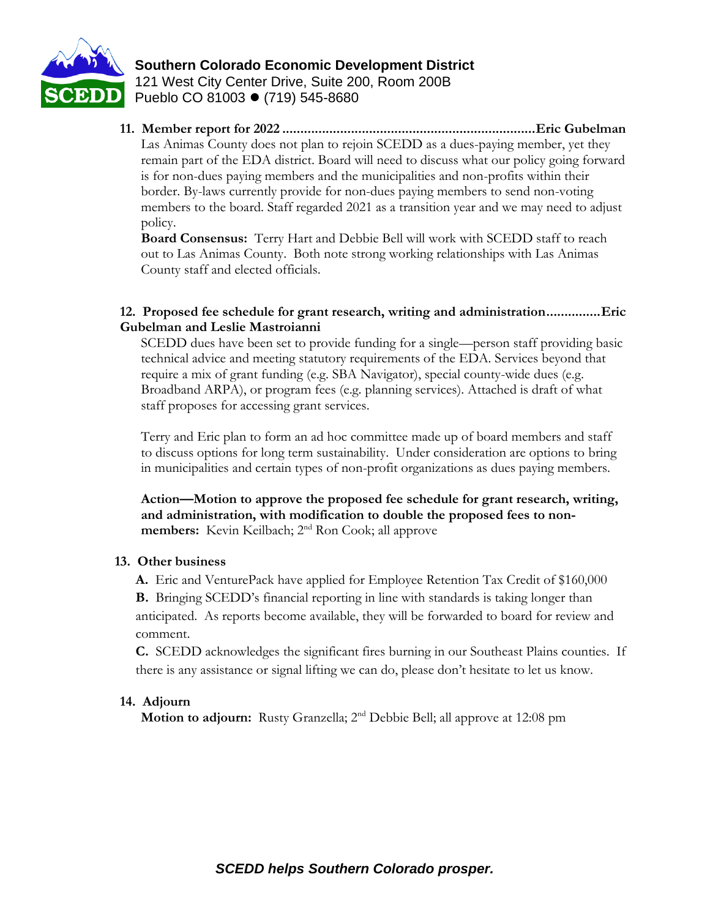**11. Member report for 2022 ......................................................................Eric Gubelman**

Las Animas County does not plan to rejoin SCEDD as a dues-paying member, yet they remain part of the EDA district. Board will need to discuss what our policy going forward is for non-dues paying members and the municipalities and non-profits within their border. By-laws currently provide for non-dues paying members to send non-voting members to the board. Staff regarded 2021 as a transition year and we may need to adjust policy.

**Board Consensus:** Terry Hart and Debbie Bell will work with SCEDD staff to reach out to Las Animas County. Both note strong working relationships with Las Animas County staff and elected officials.

**12. Proposed fee schedule for grant research, writing and administration...............Eric Gubelman and Leslie Mastroianni**

SCEDD dues have been set to provide funding for a single—person staff providing basic technical advice and meeting statutory requirements of the EDA. Services beyond that require a mix of grant funding (e.g. SBA Navigator), special county-wide dues (e.g. Broadband ARPA), or program fees (e.g. planning services). Attached is draft of what staff proposes for accessing grant services.

Terry and Eric plan to form an ad hoc committee made up of board members and staff to discuss options for long term sustainability. Under consideration are options to bring in municipalities and certain types of non-profit organizations as dues paying members.

**Action—Motion to approve the proposed fee schedule for grant research, writing, and administration, with modification to double the proposed fees to non-members:** Kevin Keilbach; 2nd Ron Cook; all approve

**13. Other business**

**A.** Eric and VenturePack have applied for Employee Retention Tax Credit of $160,000

**B.** Bringing SCEDD's financial reporting in line with standards is taking longer than anticipated. As reports become available, they will be forwarded to board for review and comment.

**C.** SCEDD acknowledges the significant fires burning in our Southeast Plains counties. If there is any assistance or signal lifting we can do, please don't hesitate to let us know.

**14. Adjourn**

**Motion to adjourn:** Rusty Granzella; 2nd Debbie Bell; all approve at 12:08 pm